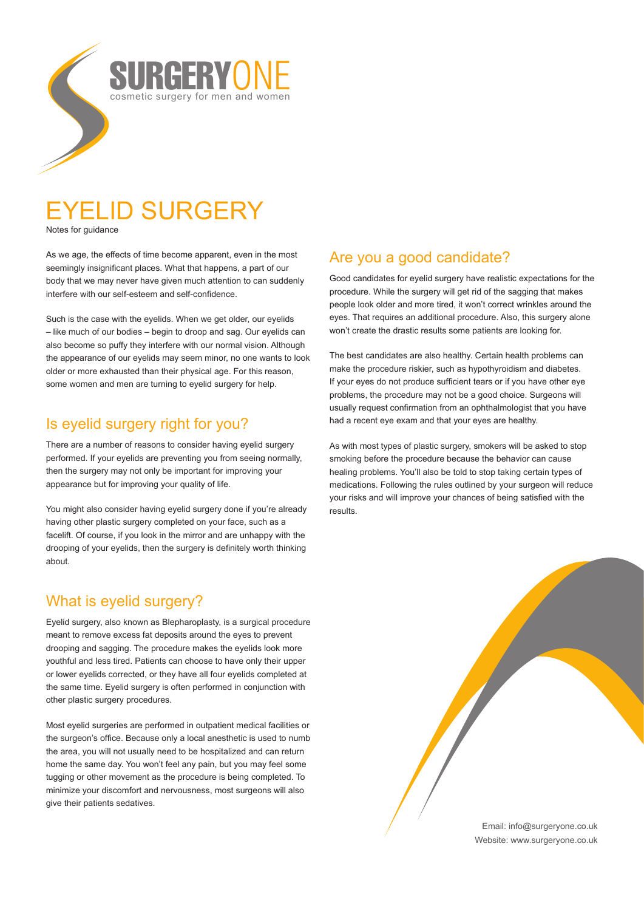SURGERYONE

cosmetic surgery for men and women

# EYELID SURGERY

Notes for guidance

As we age, the effects of time become apparent, even in the most seemingly insignificant places. What that happens, a part of our body that we may never have given much attention to can suddenly interfere with our self-esteem and self-confidence.

Such is the case with the eyelids. When we get older, our eyelids – like much of our bodies – begin to droop and sag. Our eyelids can also become so puffy they interfere with our normal vision. Although the appearance of our eyelids may seem minor, no one wants to look older or more exhausted than their physical age. For this reason, some women and men are turning to eyelid surgery for help.

## Is eyelid surgery right for you?

There are a number of reasons to consider having eyelid surgery performed. If your eyelids are preventing you from seeing normally, then the surgery may not only be important for improving your appearance but for improving your quality of life.

You might also consider having eyelid surgery done if you're already having other plastic surgery completed on your face, such as a facelift. Of course, if you look in the mirror and are unhappy with the drooping of your eyelids, then the surgery is definitely worth thinking about.

## What is eyelid surgery?

Eyelid surgery, also known as Blepharoplasty, is a surgical procedure meant to remove excess fat deposits around the eyes to prevent drooping and sagging. The procedure makes the eyelids look more youthful and less tired. Patients can choose to have only their upper or lower eyelids corrected, or they have all four eyelids completed at the same time. Eyelid surgery is often performed in conjunction with other plastic surgery procedures.

Most eyelid surgeries are performed in outpatient medical facilities or the surgeon's office. Because only a local anesthetic is used to numb the area, you will not usually need to be hospitalized and can return home the same day. You won't feel any pain, but you may feel some tugging or other movement as the procedure is being completed. To minimize your discomfort and nervousness, most surgeons will also give their patients sedatives.

## Are you a good candidate?

Good candidates for eyelid surgery have realistic expectations for the procedure. While the surgery will get rid of the sagging that makes people look older and more tired, it won't correct wrinkles around the eyes. That requires an additional procedure. Also, this surgery alone won't create the drastic results some patients are looking for.

The best candidates are also healthy. Certain health problems can make the procedure riskier, such as hypothyroidism and diabetes. If your eyes do not produce sufficient tears or if you have other eye problems, the procedure may not be a good choice. Surgeons will usually request confirmation from an ophthalmologist that you have had a recent eye exam and that your eyes are healthy.

As with most types of plastic surgery, smokers will be asked to stop smoking before the procedure because the behavior can cause healing problems. You'll also be told to stop taking certain types of medications. Following the rules outlined by your surgeon will reduce your risks and will improve your chances of being satisfied with the results.

Email: info@surgeryone.co.uk
Website: www.surgeryone.co.uk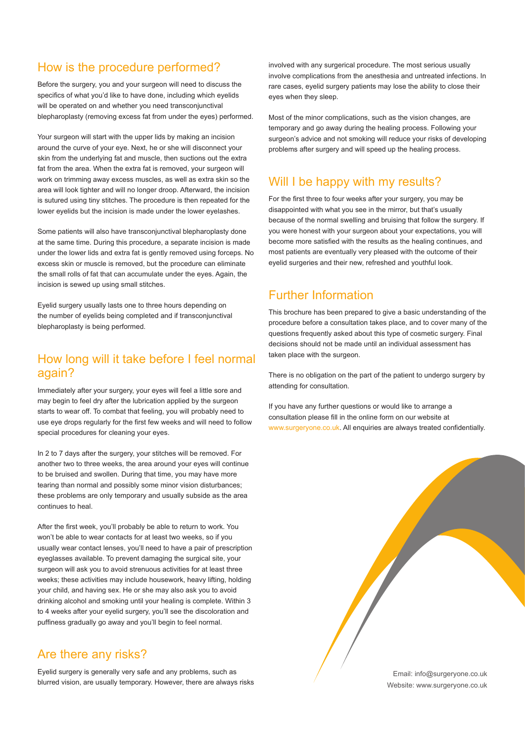## How is the procedure performed?

Before the surgery, you and your surgeon will need to discuss the specifics of what you'd like to have done, including which eyelids will be operated on and whether you need transconjunctival blepharoplasty (removing excess fat from under the eyes) performed.

Your surgeon will start with the upper lids by making an incision around the curve of your eye. Next, he or she will disconnect your skin from the underlying fat and muscle, then suctions out the extra fat from the area. When the extra fat is removed, your surgeon will work on trimming away excess muscles, as well as extra skin so the area will look tighter and will no longer droop. Afterward, the incision is sutured using tiny stitches. The procedure is then repeated for the lower eyelids but the incision is made under the lower eyelashes.

Some patients will also have transconjunctival blepharoplasty done at the same time. During this procedure, a separate incision is made under the lower lids and extra fat is gently removed using forceps. No excess skin or muscle is removed, but the procedure can eliminate the small rolls of fat that can accumulate under the eyes. Again, the incision is sewed up using small stitches.

Eyelid surgery usually lasts one to three hours depending on the number of eyelids being completed and if transconjunctival blepharoplasty is being performed.

## How long will it take before I feel normal again?

Immediately after your surgery, your eyes will feel a little sore and may begin to feel dry after the lubrication applied by the surgeon starts to wear off. To combat that feeling, you will probably need to use eye drops regularly for the first few weeks and will need to follow special procedures for cleaning your eyes.

In 2 to 7 days after the surgery, your stitches will be removed. For another two to three weeks, the area around your eyes will continue to be bruised and swollen. During that time, you may have more tearing than normal and possibly some minor vision disturbances; these problems are only temporary and usually subside as the area continues to heal.

After the first week, you'll probably be able to return to work. You won't be able to wear contacts for at least two weeks, so if you usually wear contact lenses, you'll need to have a pair of prescription eyeglasses available. To prevent damaging the surgical site, your surgeon will ask you to avoid strenuous activities for at least three weeks; these activities may include housework, heavy lifting, holding your child, and having sex. He or she may also ask you to avoid drinking alcohol and smoking until your healing is complete. Within 3 to 4 weeks after your eyelid surgery, you'll see the discoloration and puffiness gradually go away and you'll begin to feel normal.

## Are there any risks?

Eyelid surgery is generally very safe and any problems, such as blurred vision, are usually temporary. However, there are always risks involved with any surgerical procedure. The most serious usually involve complications from the anesthesia and untreated infections. In rare cases, eyelid surgery patients may lose the ability to close their eyes when they sleep.

Most of the minor complications, such as the vision changes, are temporary and go away during the healing process. Following your surgeon's advice and not smoking will reduce your risks of developing problems after surgery and will speed up the healing process.

## Will I be happy with my results?

For the first three to four weeks after your surgery, you may be disappointed with what you see in the mirror, but that's usually because of the normal swelling and bruising that follow the surgery. If you were honest with your surgeon about your expectations, you will become more satisfied with the results as the healing continues, and most patients are eventually very pleased with the outcome of their eyelid surgeries and their new, refreshed and youthful look.

## Further Information

This brochure has been prepared to give a basic understanding of the procedure before a consultation takes place, and to cover many of the questions frequently asked about this type of cosmetic surgery. Final decisions should not be made until an individual assessment has taken place with the surgeon.

There is no obligation on the part of the patient to undergo surgery by attending for consultation.

If you have any further questions or would like to arrange a consultation please fill in the online form on our website at www.surgeryone.co.uk. All enquiries are always treated confidentially.

Email: info@surgeryone.co.uk
Website: www.surgeryone.co.uk